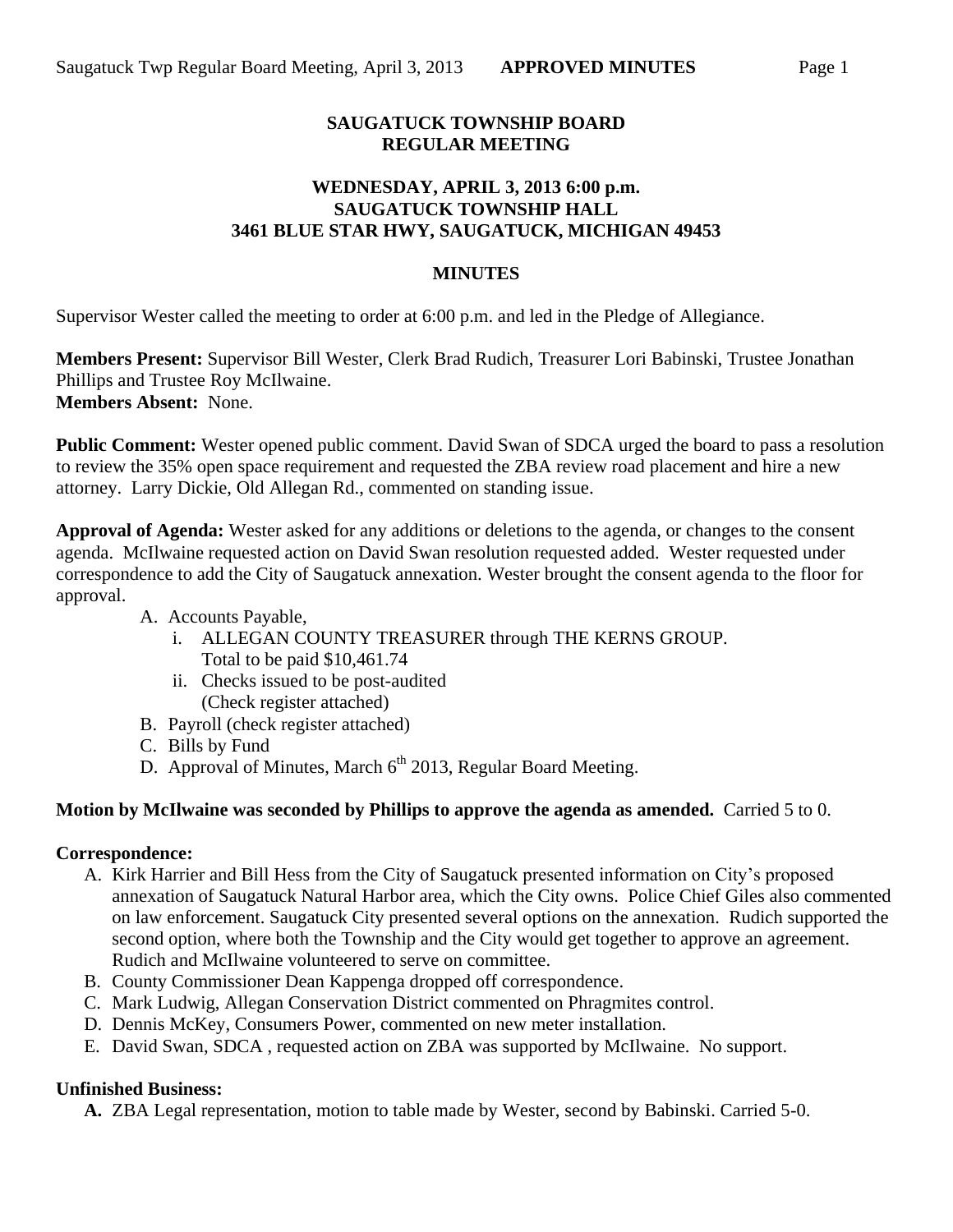**SAUGATUCK TOWNSHIP BOARD**
**REGULAR MEETING**

**WEDNESDAY, APRIL 3, 2013 6:00 p.m.**
**SAUGATUCK TOWNSHIP HALL**
**3461 BLUE STAR HWY, SAUGATUCK, MICHIGAN 49453**

**MINUTES**

Supervisor Wester called the meeting to order at 6:00 p.m. and led in the Pledge of Allegiance.

**Members Present:** Supervisor Bill Wester, Clerk Brad Rudich, Treasurer Lori Babinski, Trustee Jonathan Phillips and Trustee Roy McIlwaine.
**Members Absent:** None.

**Public Comment:** Wester opened public comment. David Swan of SDCA urged the board to pass a resolution to review the 35% open space requirement and requested the ZBA review road placement and hire a new attorney. Larry Dickie, Old Allegan Rd., commented on standing issue.

**Approval of Agenda:** Wester asked for any additions or deletions to the agenda, or changes to the consent agenda. McIlwaine requested action on David Swan resolution requested added. Wester requested under correspondence to add the City of Saugatuck annexation. Wester brought the consent agenda to the floor for approval.

A. Accounts Payable,
   i. ALLEGAN COUNTY TREASURER through THE KERNS GROUP. Total to be paid $10,461.74
   ii. Checks issued to be post-audited (Check register attached)
B. Payroll (check register attached)
C. Bills by Fund
D. Approval of Minutes, March 6th 2013, Regular Board Meeting.

**Motion by McIlwaine was seconded by Phillips to approve the agenda as amended.** Carried 5 to 0.

**Correspondence:**

A. Kirk Harrier and Bill Hess from the City of Saugatuck presented information on City's proposed annexation of Saugatuck Natural Harbor area, which the City owns. Police Chief Giles also commented on law enforcement. Saugatuck City presented several options on the annexation. Rudich supported the second option, where both the Township and the City would get together to approve an agreement. Rudich and McIlwaine volunteered to serve on committee.
B. County Commissioner Dean Kappenga dropped off correspondence.
C. Mark Ludwig, Allegan Conservation District commented on Phragmites control.
D. Dennis McKey, Consumers Power, commented on new meter installation.
E. David Swan, SDCA , requested action on ZBA was supported by McIlwaine. No support.

**Unfinished Business:**

**A.** ZBA Legal representation, motion to table made by Wester, second by Babinski. Carried 5-0.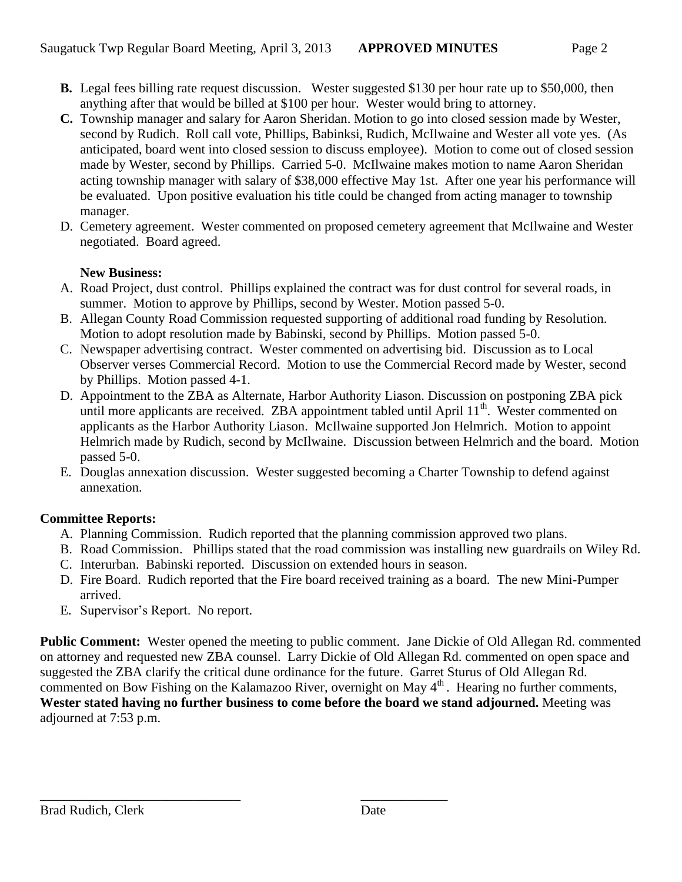**B.** Legal fees billing rate request discussion. Wester suggested \$130 per hour rate up to \$50,000, then anything after that would be billed at \$100 per hour. Wester would bring to attorney.

**C.** Township manager and salary for Aaron Sheridan. Motion to go into closed session made by Wester, second by Rudich. Roll call vote, Phillips, Babinksi, Rudich, McIlwaine and Wester all vote yes. (As anticipated, board went into closed session to discuss employee). Motion to come out of closed session made by Wester, second by Phillips. Carried 5-0. McIlwaine makes motion to name Aaron Sheridan acting township manager with salary of \$38,000 effective May 1st. After one year his performance will be evaluated. Upon positive evaluation his title could be changed from acting manager to township manager.

D. Cemetery agreement. Wester commented on proposed cemetery agreement that McIlwaine and Wester negotiated. Board agreed.

**New Business:**

A. Road Project, dust control. Phillips explained the contract was for dust control for several roads, in summer. Motion to approve by Phillips, second by Wester. Motion passed 5-0.
B. Allegan County Road Commission requested supporting of additional road funding by Resolution. Motion to adopt resolution made by Babinski, second by Phillips. Motion passed 5-0.
C. Newspaper advertising contract. Wester commented on advertising bid. Discussion as to Local Observer verses Commercial Record. Motion to use the Commercial Record made by Wester, second by Phillips. Motion passed 4-1.
D. Appointment to the ZBA as Alternate, Harbor Authority Liason. Discussion on postponing ZBA pick until more applicants are received. ZBA appointment tabled until April 11th. Wester commented on applicants as the Harbor Authority Liason. McIlwaine supported Jon Helmrich. Motion to appoint Helmrich made by Rudich, second by McIlwaine. Discussion between Helmrich and the board. Motion passed 5-0.
E. Douglas annexation discussion. Wester suggested becoming a Charter Township to defend against annexation.

**Committee Reports:**

A. Planning Commission. Rudich reported that the planning commission approved two plans.
B. Road Commission. Phillips stated that the road commission was installing new guardrails on Wiley Rd.
C. Interurban. Babinski reported. Discussion on extended hours in season.
D. Fire Board. Rudich reported that the Fire board received training as a board. The new Mini-Pumper arrived.
E. Supervisor's Report. No report.

**Public Comment:** Wester opened the meeting to public comment. Jane Dickie of Old Allegan Rd. commented on attorney and requested new ZBA counsel. Larry Dickie of Old Allegan Rd. commented on open space and suggested the ZBA clarify the critical dune ordinance for the future. Garret Sturus of Old Allegan Rd. commented on Bow Fishing on the Kalamazoo River, overnight on May 4th. Hearing no further comments, **Wester stated having no further business to come before the board we stand adjourned.** Meeting was adjourned at 7:53 p.m.

\_\_\_\_\_\_\_\_\_\_\_\_\_\_\_\_\_\_\_\_\_\_\_\_\_\_\_\_\_\_ \_\_\_\_\_\_\_\_\_\_\_\_\_

Brad Rudich, Clerk Date